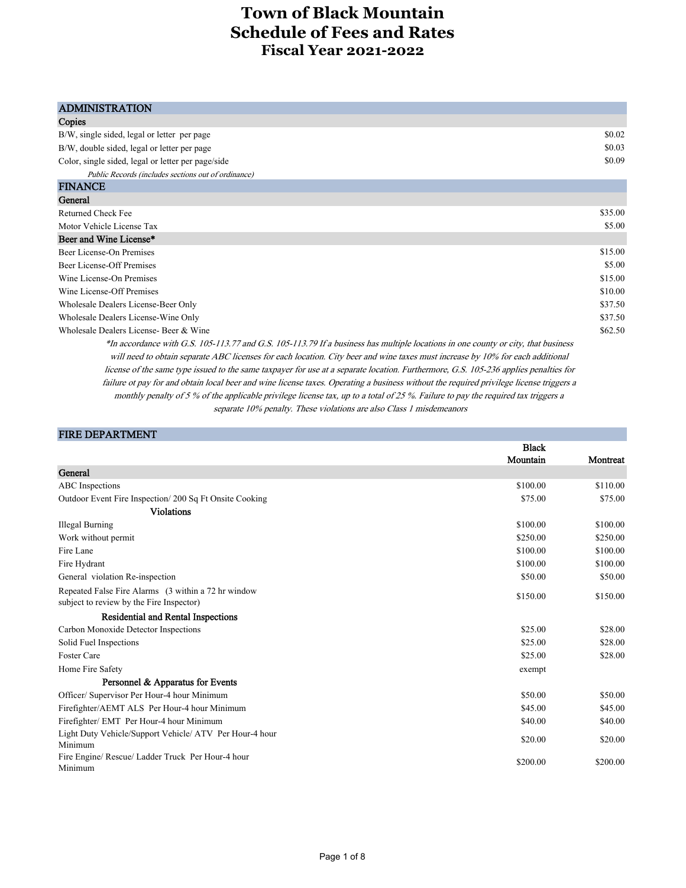# Town of Black Mountain
# Schedule of Fees and Rates
## Fiscal Year 2021-2022

## ADMINISTRATION

### Copies

| Item | Fee |
|---|---|
| B/W, single sided, legal or letter per page | $0.02 |
| B/W, double sided, legal or letter per page | $0.03 |
| Color, single sided, legal or letter per page/side | $0.09 |

*Public Records (includes sections out of ordinance)*

## FINANCE

### General

| Item | Fee |
|---|---|
| Returned Check Fee | $35.00 |
| Motor Vehicle License Tax | $5.00 |

### Beer and Wine License*

| Item | Fee |
|---|---|
| Beer License-On Premises | $15.00 |
| Beer License-Off Premises | $5.00 |
| Wine License-On Premises | $15.00 |
| Wine License-Off Premises | $10.00 |
| Wholesale Dealers License-Beer Only | $37.50 |
| Wholesale Dealers License-Wine Only | $37.50 |
| Wholesale Dealers License- Beer & Wine | $62.50 |

*\*In accordance with G.S. 105-113.77 and G.S. 105-113.79 If a business has multiple locations in one county or city, that business will need to obtain separate ABC licenses for each location. City beer and wine taxes must increase by 10% for each additional license of the same type issued to the same taxpayer for use at a separate location. Furthermore, G.S. 105-236 applies penalties for failure ot pay for and obtain local beer and wine license taxes. Operating a business without the required privilege license triggers a monthly penalty of 5 % of the applicable privilege license tax, up to a total of 25 %. Failure to pay the required tax triggers a separate 10% penalty. These violations are also Class 1 misdemeanors*

## FIRE DEPARTMENT

| | Black Mountain | Montreat |
|---|---|---|
| **General** | | |
| ABC Inspections | $100.00 | $110.00 |
| Outdoor Event Fire Inspection/ 200 Sq Ft Onsite Cooking | $75.00 | $75.00 |
| **Violations** | | |
| Illegal Burning | $100.00 | $100.00 |
| Work without permit | $250.00 | $250.00 |
| Fire Lane | $100.00 | $100.00 |
| Fire Hydrant | $100.00 | $100.00 |
| General violation Re-inspection | $50.00 | $50.00 |
| Repeated False Fire Alarms (3 within a 72 hr window subject to review by the Fire Inspector) | $150.00 | $150.00 |
| **Residential and Rental Inspections** | | |
| Carbon Monoxide Detector Inspections | $25.00 | $28.00 |
| Solid Fuel Inspections | $25.00 | $28.00 |
| Foster Care | $25.00 | $28.00 |
| Home Fire Safety | exempt | |
| **Personnel & Apparatus for Events** | | |
| Officer/ Supervisor Per Hour-4 hour Minimum | $50.00 | $50.00 |
| Firefighter/AEMT ALS Per Hour-4 hour Minimum | $45.00 | $45.00 |
| Firefighter/ EMT Per Hour-4 hour Minimum | $40.00 | $40.00 |
| Light Duty Vehicle/Support Vehicle/ ATV Per Hour-4 hour Minimum | $20.00 | $20.00 |
| Fire Engine/ Rescue/ Ladder Truck Per Hour-4 hour Minimum | $200.00 | $200.00 |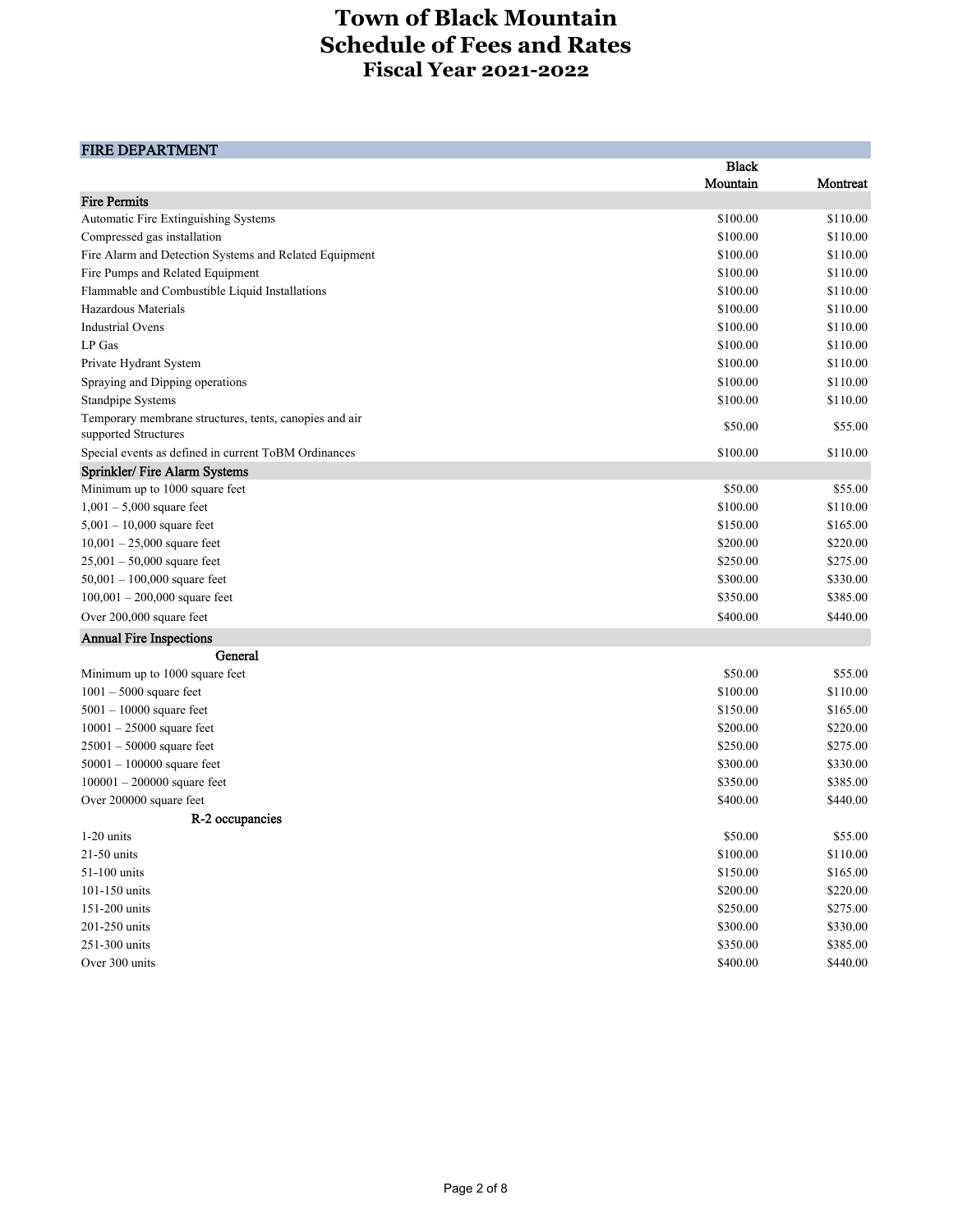# Town of Black Mountain
## Schedule of Fees and Rates
### Fiscal Year 2021-2022

## FIRE DEPARTMENT

| | Black Mountain | Montreat |
|---|---|---|
| **Fire Permits** | | |
| Automatic Fire Extinguishing Systems | $100.00 | $110.00 |
| Compressed gas installation | $100.00 | $110.00 |
| Fire Alarm and Detection Systems and Related Equipment | $100.00 | $110.00 |
| Fire Pumps and Related Equipment | $100.00 | $110.00 |
| Flammable and Combustible Liquid Installations | $100.00 | $110.00 |
| Hazardous Materials | $100.00 | $110.00 |
| Industrial Ovens | $100.00 | $110.00 |
| LP Gas | $100.00 | $110.00 |
| Private Hydrant System | $100.00 | $110.00 |
| Spraying and Dipping operations | $100.00 | $110.00 |
| Standpipe Systems | $100.00 | $110.00 |
| Temporary membrane structures, tents, canopies and air supported Structures | $50.00 | $55.00 |
| Special events as defined in current ToBM Ordinances | $100.00 | $110.00 |
| **Sprinkler/ Fire Alarm Systems** | | |
| Minimum up to 1000 square feet | $50.00 | $55.00 |
| 1,001 – 5,000 square feet | $100.00 | $110.00 |
| 5,001 – 10,000 square feet | $150.00 | $165.00 |
| 10,001 – 25,000 square feet | $200.00 | $220.00 |
| 25,001 – 50,000 square feet | $250.00 | $275.00 |
| 50,001 – 100,000 square feet | $300.00 | $330.00 |
| 100,001 – 200,000 square feet | $350.00 | $385.00 |
| Over 200,000 square feet | $400.00 | $440.00 |
| **Annual Fire Inspections** | | |
| General | | |
| Minimum up to 1000 square feet | $50.00 | $55.00 |
| 1001 – 5000 square feet | $100.00 | $110.00 |
| 5001 – 10000 square feet | $150.00 | $165.00 |
| 10001 – 25000 square feet | $200.00 | $220.00 |
| 25001 – 50000 square feet | $250.00 | $275.00 |
| 50001 – 100000 square feet | $300.00 | $330.00 |
| 100001 – 200000 square feet | $350.00 | $385.00 |
| Over 200000 square feet | $400.00 | $440.00 |
| R-2 occupancies | | |
| 1-20 units | $50.00 | $55.00 |
| 21-50 units | $100.00 | $110.00 |
| 51-100 units | $150.00 | $165.00 |
| 101-150 units | $200.00 | $220.00 |
| 151-200 units | $250.00 | $275.00 |
| 201-250 units | $300.00 | $330.00 |
| 251-300 units | $350.00 | $385.00 |
| Over 300 units | $400.00 | $440.00 |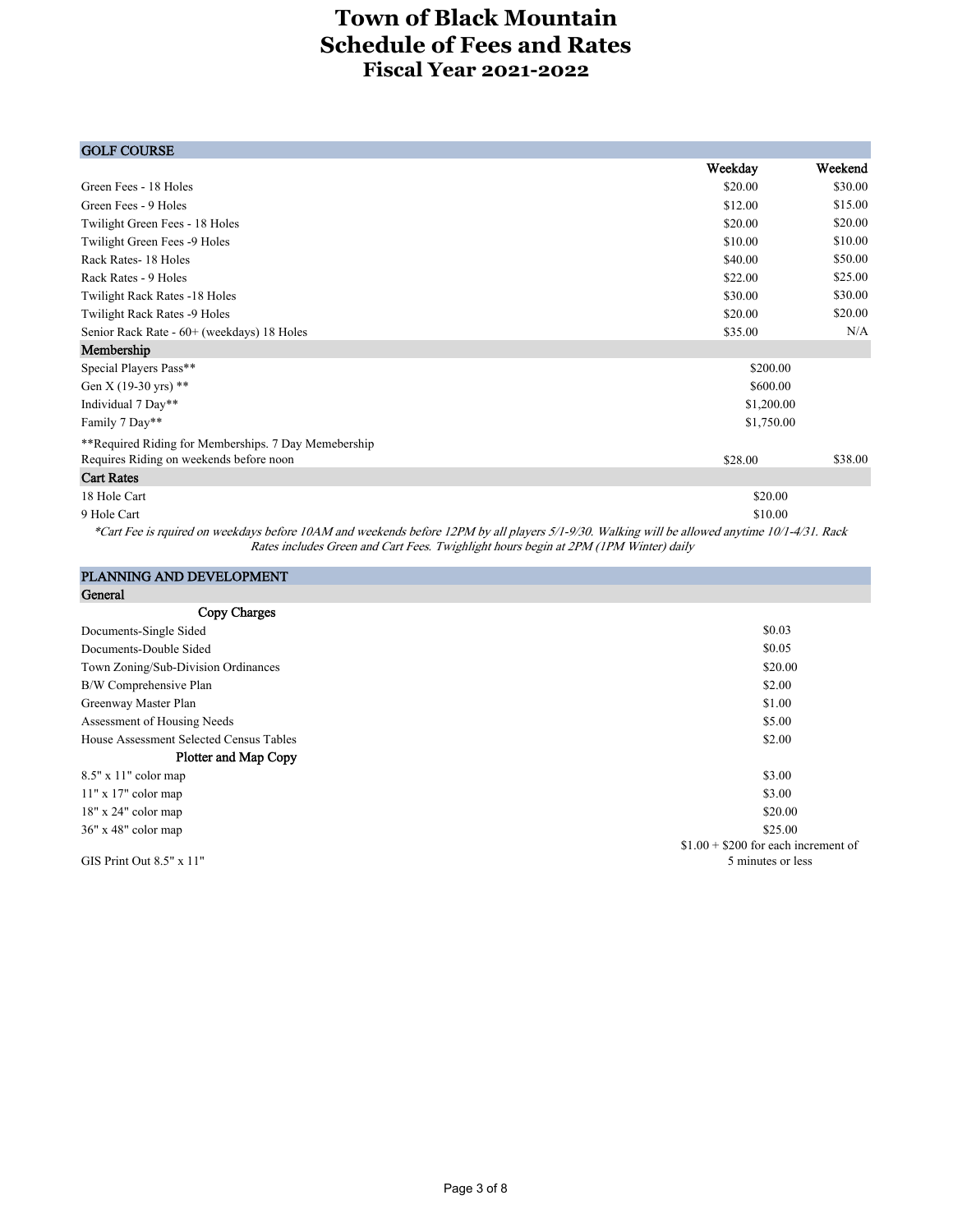# Town of Black Mountain
# Schedule of Fees and Rates
## Fiscal Year 2021-2022

| GOLF COURSE | Weekday | Weekend |
|---|---|---|
| Green Fees - 18 Holes | $20.00 | $30.00 |
| Green Fees - 9 Holes | $12.00 | $15.00 |
| Twilight Green Fees - 18 Holes | $20.00 | $20.00 |
| Twilight Green Fees -9 Holes | $10.00 | $10.00 |
| Rack Rates- 18 Holes | $40.00 | $50.00 |
| Rack Rates - 9 Holes | $22.00 | $25.00 |
| Twilight Rack Rates -18 Holes | $30.00 | $30.00 |
| Twilight Rack Rates -9 Holes | $20.00 | $20.00 |
| Senior Rack Rate - 60+ (weekdays) 18 Holes | $35.00 | N/A |
| **Membership** | | |
| Special Players Pass** | $200.00 | |
| Gen X (19-30 yrs) ** | $600.00 | |
| Individual 7 Day** | $1,200.00 | |
| Family 7 Day** | $1,750.00 | |
| **Required Riding for Memberships. 7 Day Memebership Requires Riding on weekends before noon | $28.00 | $38.00 |
| **Cart Rates** | | |
| 18 Hole Cart | $20.00 | |
| 9 Hole Cart | $10.00 | |

*\*Cart Fee is rquired on weekdays before 10AM and weekends before 12PM by all players 5/1-9/30. Walking will be allowed anytime 10/1-4/31. Rack Rates includes Green and Cart Fees. Twighlight hours begin at 2PM (1PM Winter) daily*

| PLANNING AND DEVELOPMENT | |
|---|---|
| **General** | |
| **Copy Charges** | |
| Documents-Single Sided | $0.03 |
| Documents-Double Sided | $0.05 |
| Town Zoning/Sub-Division Ordinances | $20.00 |
| B/W Comprehensive Plan | $2.00 |
| Greenway Master Plan | $1.00 |
| Assessment of Housing Needs | $5.00 |
| House Assessment Selected Census Tables | $2.00 |
| **Plotter and Map Copy** | |
| 8.5" x 11" color map | $3.00 |
| 11" x 17" color map | $3.00 |
| 18" x 24" color map | $20.00 |
| 36" x 48" color map | $25.00 |
| GIS Print Out 8.5" x 11" | $1.00 + $200 for each increment of 5 minutes or less |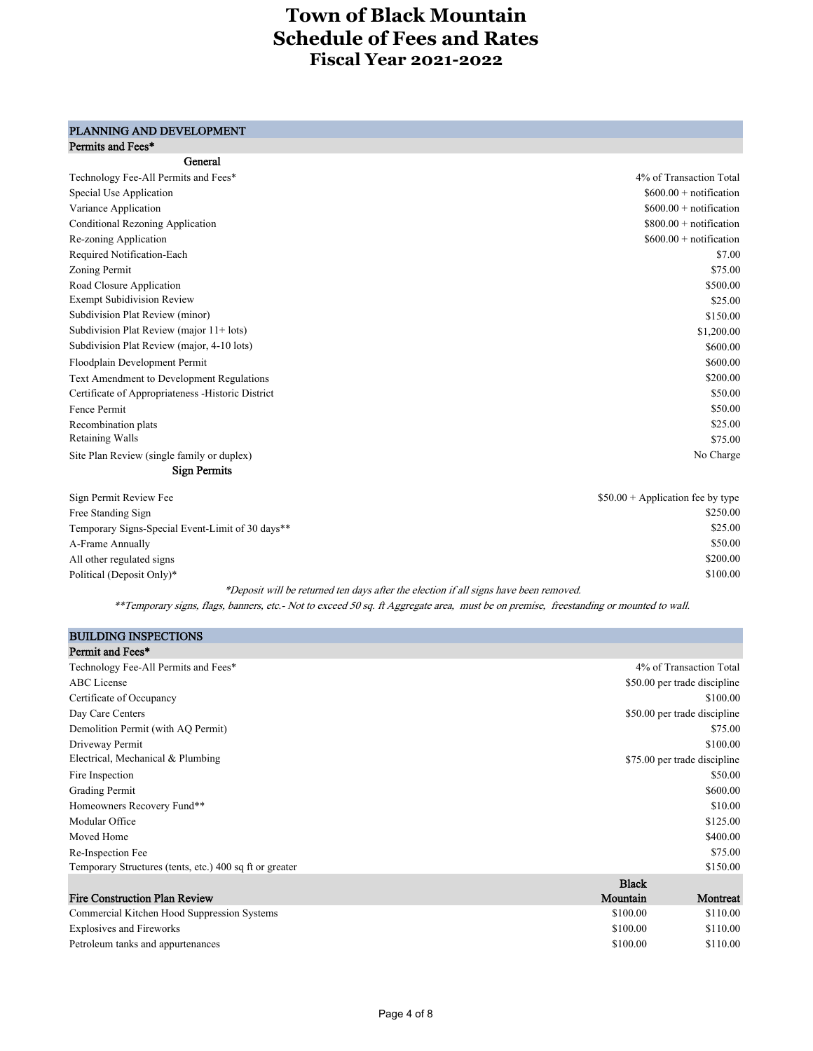# Town of Black Mountain
## Schedule of Fees and Rates
### Fiscal Year 2021-2022

## PLANNING AND DEVELOPMENT

### Permits and Fees*

| General | |
|---|---|
| Technology Fee-All Permits and Fees* | 4% of Transaction Total |
| Special Use Application | $600.00 + notification |
| Variance Application | $600.00 + notification |
| Conditional Rezoning Application | $800.00 + notification |
| Re-zoning Application | $600.00 + notification |
| Required Notification-Each | $7.00 |
| Zoning Permit | $75.00 |
| Road Closure Application | $500.00 |
| Exempt Subidivision Review | $25.00 |
| Subdivision Plat Review (minor) | $150.00 |
| Subdivision Plat Review (major 11+ lots) | $1,200.00 |
| Subdivision Plat Review (major, 4-10 lots) | $600.00 |
| Floodplain Development Permit | $600.00 |
| Text Amendment to Development Regulations | $200.00 |
| Certificate of Appropriateness -Historic District | $50.00 |
| Fence Permit | $50.00 |
| Recombination plats | $25.00 |
| Retaining Walls | $75.00 |
| Site Plan Review (single family or duplex) | No Charge |

| Sign Permits | |
|---|---|
| Sign Permit Review Fee | $50.00 + Application fee by type |
| Free Standing Sign | $250.00 |
| Temporary Signs-Special Event-Limit of 30 days** | $25.00 |
| A-Frame Annually | $50.00 |
| All other regulated signs | $200.00 |
| Political (Deposit Only)* | $100.00 |

*\*Deposit will be returned ten days after the election if all signs have been removed.*

*\*\*Temporary signs, flags, banners, etc.- Not to exceed 50 sq. ft Aggregate area, must be on premise, freestanding or mounted to wall.*

## BUILDING INSPECTIONS

### Permit and Fees*

| Item | Fee |
|---|---|
| Technology Fee-All Permits and Fees* | 4% of Transaction Total |
| ABC License | $50.00 per trade discipline |
| Certificate of Occupancy | $100.00 |
| Day Care Centers | $50.00 per trade discipline |
| Demolition Permit (with AQ Permit) | $75.00 |
| Driveway Permit | $100.00 |
| Electrical, Mechanical & Plumbing | $75.00 per trade discipline |
| Fire Inspection | $50.00 |
| Grading Permit | $600.00 |
| Homeowners Recovery Fund** | $10.00 |
| Modular Office | $125.00 |
| Moved Home | $400.00 |
| Re-Inspection Fee | $75.00 |
| Temporary Structures (tents, etc.) 400 sq ft or greater | $150.00 |

| Fire Construction Plan Review | Black Mountain | Montreat |
|---|---|---|
| Commercial Kitchen Hood Suppression Systems | $100.00 | $110.00 |
| Explosives and Fireworks | $100.00 | $110.00 |
| Petroleum tanks and appurtenances | $100.00 | $110.00 |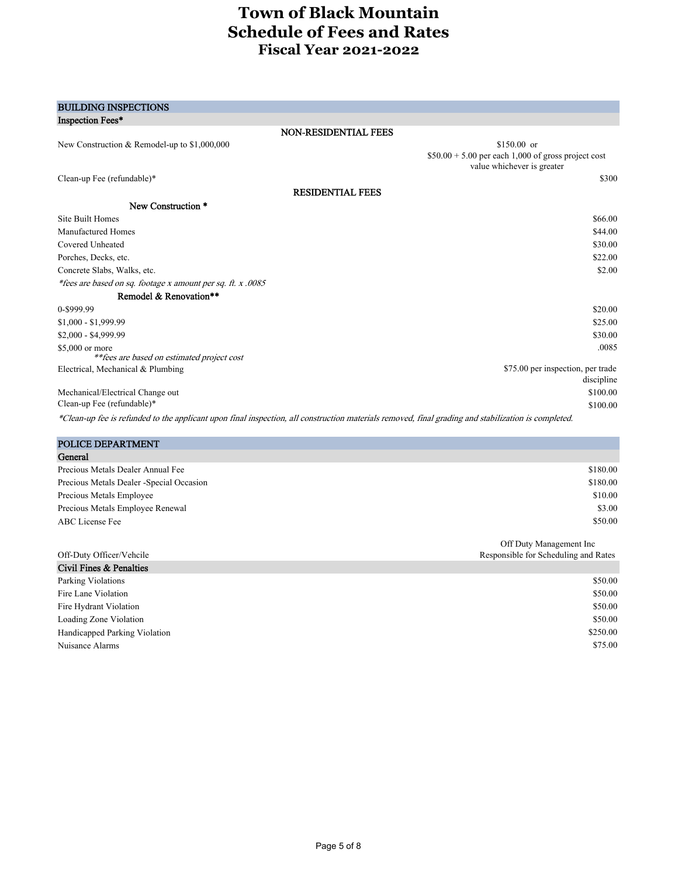# Town of Black Mountain
# Schedule of Fees and Rates
## Fiscal Year 2021-2022

## BUILDING INSPECTIONS

### Inspection Fees*

**NON-RESIDENTIAL FEES**

| Item | Fee |
|---|---|
| New Construction & Remodel-up to $1,000,000 | $150.00 or $50.00 + 5.00 per each 1,000 of gross project cost value whichever is greater |
| Clean-up Fee (refundable)* | $300 |

**RESIDENTIAL FEES**

**New Construction ***

| Item | Fee |
|---|---|
| Site Built Homes | $66.00 |
| Manufactured Homes | $44.00 |
| Covered Unheated | $30.00 |
| Porches, Decks, etc. | $22.00 |
| Concrete Slabs, Walks, etc. | $2.00 |

*\*fees are based on sq. footage x amount per sq. ft. x .0085*

**Remodel & Renovation****

| Item | Fee |
|---|---|
| 0-$999.99 | $20.00 |
| $1,000 - $1,999.99 | $25.00 |
| $2,000 - $4,999.99 | $30.00 |
| $5,000 or more | .0085 |

*\*\*fees are based on estimated project cost*

| Item | Fee |
|---|---|
| Electrical, Mechanical & Plumbing | $75.00 per inspection, per trade discipline |
| Mechanical/Electrical Change out | $100.00 |
| Clean-up Fee (refundable)* | $100.00 |

*\*Clean-up fee is refunded to the applicant upon final inspection, all construction materials removed, final grading and stabilization is completed.*

## POLICE DEPARTMENT

### General

| Item | Fee |
|---|---|
| Precious Metals Dealer Annual Fee | $180.00 |
| Precious Metals Dealer -Special Occasion | $180.00 |
| Precious Metals Employee | $10.00 |
| Precious Metals Employee Renewal | $3.00 |
| ABC License Fee | $50.00 |
| Off-Duty Officer/Vehcile | Off Duty Management Inc Responsible for Scheduling and Rates |

### Civil Fines & Penalties

| Item | Fee |
|---|---|
| Parking Violations | $50.00 |
| Fire Lane Violation | $50.00 |
| Fire Hydrant Violation | $50.00 |
| Loading Zone Violation | $50.00 |
| Handicapped Parking Violation | $250.00 |
| Nuisance Alarms | $75.00 |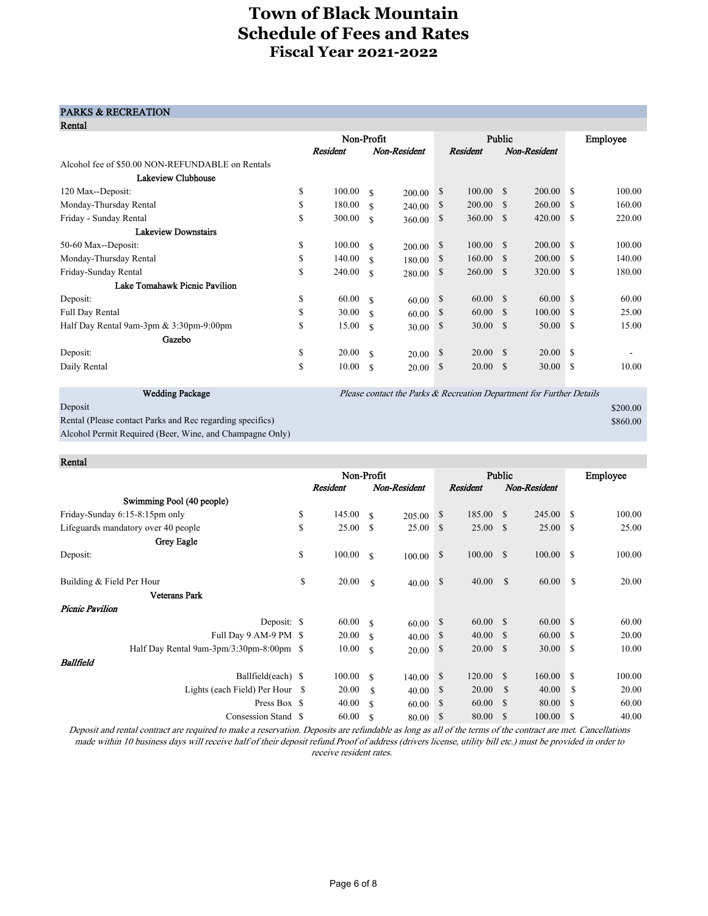# Town of Black Mountain
# Schedule of Fees and Rates
## Fiscal Year 2021-2022

### PARKS & RECREATION

**Rental**

| | Non-Profit | | Public | | Employee |
|---|---|---|---|---|---|
| | *Resident* | *Non-Resident* | *Resident* | *Non-Resident* | |
| Alcohol fee of $50.00 NON-REFUNDABLE on Rentals | | | | | |
| **Lakeview Clubhouse** | | | | | |
| 120 Max--Deposit: | $ 100.00 | $ 200.00 | $ 100.00 | $ 200.00 | $ 100.00 |
| Monday-Thursday Rental | $ 180.00 | $ 240.00 | $ 200.00 | $ 260.00 | $ 160.00 |
| Friday - Sunday Rental | $ 300.00 | $ 360.00 | $ 360.00 | $ 420.00 | $ 220.00 |
| **Lakeview Downstairs** | | | | | |
| 50-60 Max--Deposit: | $ 100.00 | $ 200.00 | $ 100.00 | $ 200.00 | $ 100.00 |
| Monday-Thursday Rental | $ 140.00 | $ 180.00 | $ 160.00 | $ 200.00 | $ 140.00 |
| Friday-Sunday Rental | $ 240.00 | $ 280.00 | $ 260.00 | $ 320.00 | $ 180.00 |
| **Lake Tomahawk Picnic Pavilion** | | | | | |
| Deposit: | $ 60.00 | $ 60.00 | $ 60.00 | $ 60.00 | $ 60.00 |
| Full Day Rental | $ 30.00 | $ 60.00 | $ 60.00 | $ 100.00 | $ 25.00 |
| Half Day Rental 9am-3pm & 3:30pm-9:00pm | $ 15.00 | $ 30.00 | $ 30.00 | $ 50.00 | $ 15.00 |
| **Gazebo** | | | | | |
| Deposit: | $ 20.00 | $ 20.00 | $ 20.00 | $ 20.00 | $ - |
| Daily Rental | $ 10.00 | $ 20.00 | $ 20.00 | $ 30.00 | $ 10.00 |

**Wedding Package** — *Please contact the Parks & Recreation Department for Further Details*

| | |
|---|---|
| Deposit | $200.00 |
| Rental (Please contact Parks and Rec regarding specifics) | $860.00 |
| Alcohol Permit Required (Beer, Wine, and Champagne Only) | |

**Rental**

| | Non-Profit | | Public | | Employee |
|---|---|---|---|---|---|
| | *Resident* | *Non-Resident* | *Resident* | *Non-Resident* | |
| **Swimming Pool (40 people)** | | | | | |
| Friday-Sunday 6:15-8:15pm only | $ 145.00 | $ 205.00 | $ 185.00 | $ 245.00 | $ 100.00 |
| Lifeguards mandatory over 40 people | $ 25.00 | $ 25.00 | $ 25.00 | $ 25.00 | $ 25.00 |
| **Grey Eagle** | | | | | |
| Deposit: | $ 100.00 | $ 100.00 | $ 100.00 | $ 100.00 | $ 100.00 |
| Building & Field Per Hour | $ 20.00 | $ 40.00 | $ 40.00 | $ 60.00 | $ 20.00 |
| **Veterans Park** | | | | | |
| ***Picnic Pavilion*** | | | | | |
| Deposit: | $ 60.00 | $ 60.00 | $ 60.00 | $ 60.00 | $ 60.00 |
| Full Day 9 AM-9 PM | $ 20.00 | $ 40.00 | $ 40.00 | $ 60.00 | $ 20.00 |
| Half Day Rental 9am-3pm/3:30pm-8:00pm | $ 10.00 | $ 20.00 | $ 20.00 | $ 30.00 | $ 10.00 |
| ***Ballfield*** | | | | | |
| Ballfield(each) | $ 100.00 | $ 140.00 | $ 120.00 | $ 160.00 | $ 100.00 |
| Lights (each Field) Per Hour | $ 20.00 | $ 40.00 | $ 20.00 | $ 40.00 | $ 20.00 |
| Press Box | $ 40.00 | $ 60.00 | $ 60.00 | $ 80.00 | $ 60.00 |
| Consession Stand | $ 60.00 | $ 80.00 | $ 80.00 | $ 100.00 | $ 40.00 |

*Deposit and rental contract are required to make a reservation. Deposits are refundable as long as all of the terms of the contract are met. Cancellations made within 10 business days will receive half of their deposit refund.Proof of address (drivers license, utility bill etc.) must be provided in order to receive resident rates.*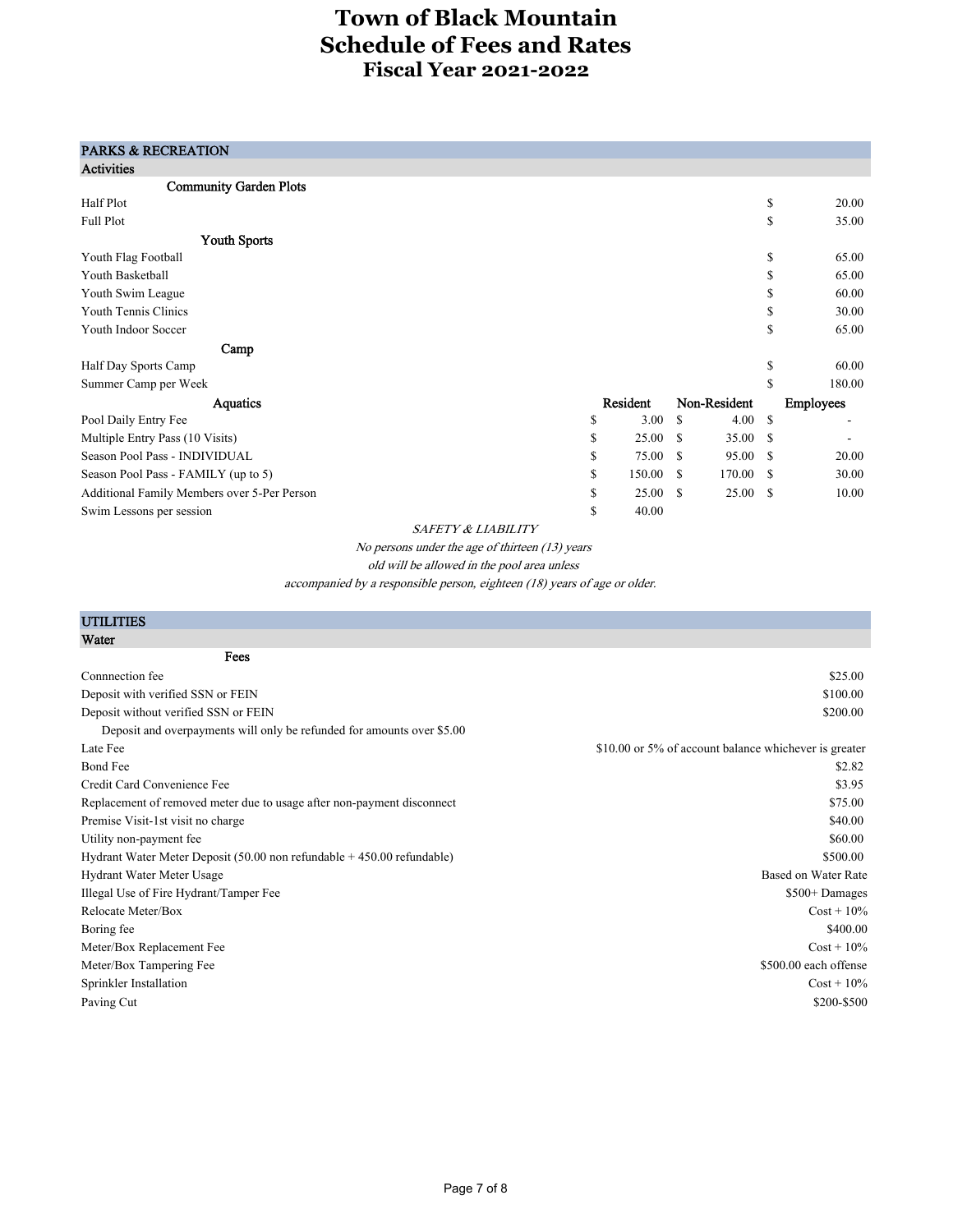# Town of Black Mountain
# Schedule of Fees and Rates
## Fiscal Year 2021-2022

### PARKS & RECREATION

#### Activities

| Community Garden Plots | | | |
|---|---|---|---|
| Half Plot | | | $ 20.00 |
| Full Plot | | | $ 35.00 |
| **Youth Sports** | | | |
| Youth Flag Football | | | $ 65.00 |
| Youth Basketball | | | $ 65.00 |
| Youth Swim League | | | $ 60.00 |
| Youth Tennis Clinics | | | $ 30.00 |
| Youth Indoor Soccer | | | $ 65.00 |
| **Camp** | | | |
| Half Day Sports Camp | | | $ 60.00 |
| Summer Camp per Week | | | $ 180.00 |
| **Aquatics** | **Resident** | **Non-Resident** | **Employees** |
| Pool Daily Entry Fee | $ 3.00 | $ 4.00 | $ - |
| Multiple Entry Pass (10 Visits) | $ 25.00 | $ 35.00 | $ - |
| Season Pool Pass - INDIVIDUAL | $ 75.00 | $ 95.00 | $ 20.00 |
| Season Pool Pass - FAMILY (up to 5) | $ 150.00 | $ 170.00 | $ 30.00 |
| Additional Family Members over 5-Per Person | $ 25.00 | $ 25.00 | $ 10.00 |
| Swim Lessons per session | $ 40.00 | | |

*SAFETY & LIABILITY*

*No persons under the age of thirteen (13) years old will be allowed in the pool area unless accompanied by a responsible person, eighteen (18) years of age or older.*

### UTILITIES

#### Water

| Fees | |
|---|---|
| Connnection fee | $25.00 |
| Deposit with verified SSN or FEIN | $100.00 |
| Deposit without verified SSN or FEIN | $200.00 |
| Deposit and overpayments will only be refunded for amounts over $5.00 | |
| Late Fee | $10.00 or 5% of account balance whichever is greater |
| Bond Fee | $2.82 |
| Credit Card Convenience Fee | $3.95 |
| Replacement of removed meter due to usage after non-payment disconnect | $75.00 |
| Premise Visit-1st visit no charge | $40.00 |
| Utility non-payment fee | $60.00 |
| Hydrant Water Meter Deposit (50.00 non refundable + 450.00 refundable) | $500.00 |
| Hydrant Water Meter Usage | Based on Water Rate |
| Illegal Use of Fire Hydrant/Tamper Fee | $500+ Damages |
| Relocate Meter/Box | Cost + 10% |
| Boring fee | $400.00 |
| Meter/Box Replacement Fee | Cost + 10% |
| Meter/Box Tampering Fee | $500.00 each offense |
| Sprinkler Installation | Cost + 10% |
| Paving Cut | $200-$500 |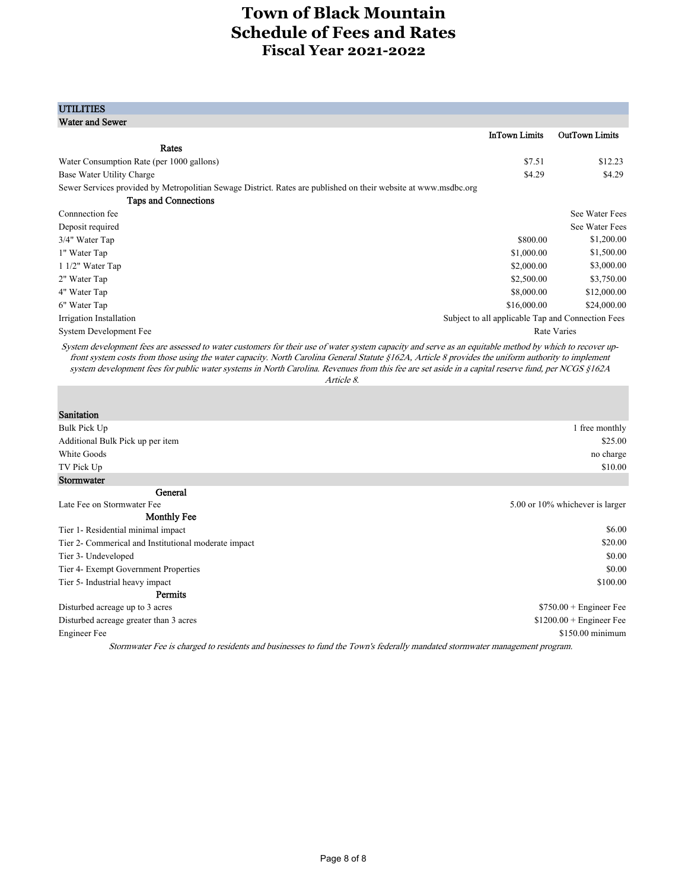# Town of Black Mountain
# Schedule of Fees and Rates
## Fiscal Year 2021-2022

## UTILITIES

### Water and Sewer

| | InTown Limits | OutTown Limits |
|---|---|---|
| **Rates** | | |
| Water Consumption Rate (per 1000 gallons) | $7.51 | $12.23 |
| Base Water Utility Charge | $4.29 | $4.29 |
| Sewer Services provided by Metropolitian Sewage District. Rates are published on their website at www.msdbc.org | | |
| **Taps and Connections** | | |
| Connnection fee | | See Water Fees |
| Deposit required | | See Water Fees |
| 3/4" Water Tap | $800.00 | $1,200.00 |
| 1" Water Tap | $1,000.00 | $1,500.00 |
| 1 1/2" Water Tap | $2,000.00 | $3,000.00 |
| 2" Water Tap | $2,500.00 | $3,750.00 |
| 4" Water Tap | $8,000.00 | $12,000.00 |
| 6" Water Tap | $16,000.00 | $24,000.00 |
| Irrigation Installation | Subject to all applicable Tap and Connection Fees | |
| System Development Fee | Rate Varies | |

*System development fees are assessed to water customers for their use of water system capacity and serve as an equitable method by which to recover up-front system costs from those using the water capacity. North Carolina General Statute §162A, Article 8 provides the uniform authority to implement system development fees for public water systems in North Carolina. Revenues from this fee are set aside in a capital reserve fund, per NCGS §162A Article 8.*

### Sanitation

| | |
|---|---|
| Bulk Pick Up | 1 free monthly |
| Additional Bulk Pick up per item | $25.00 |
| White Goods | no charge |
| TV Pick Up | $10.00 |

### Stormwater

| | |
|---|---|
| **General** | |
| Late Fee on Stormwater Fee | 5.00 or 10% whichever is larger |
| **Monthly Fee** | |
| Tier 1- Residential minimal impact | $6.00 |
| Tier 2- Commerical and Institutional moderate impact | $20.00 |
| Tier 3- Undeveloped | $0.00 |
| Tier 4- Exempt Government Properties | $0.00 |
| Tier 5- Industrial heavy impact | $100.00 |
| **Permits** | |
| Disturbed acreage up to 3 acres | $750.00 + Engineer Fee |
| Disturbed acreage greater than 3 acres | $1200.00 + Engineer Fee |
| Engineer Fee | $150.00 minimum |

*Stormwater Fee is charged to residents and businesses to fund the Town's federally mandated stormwater management program.*